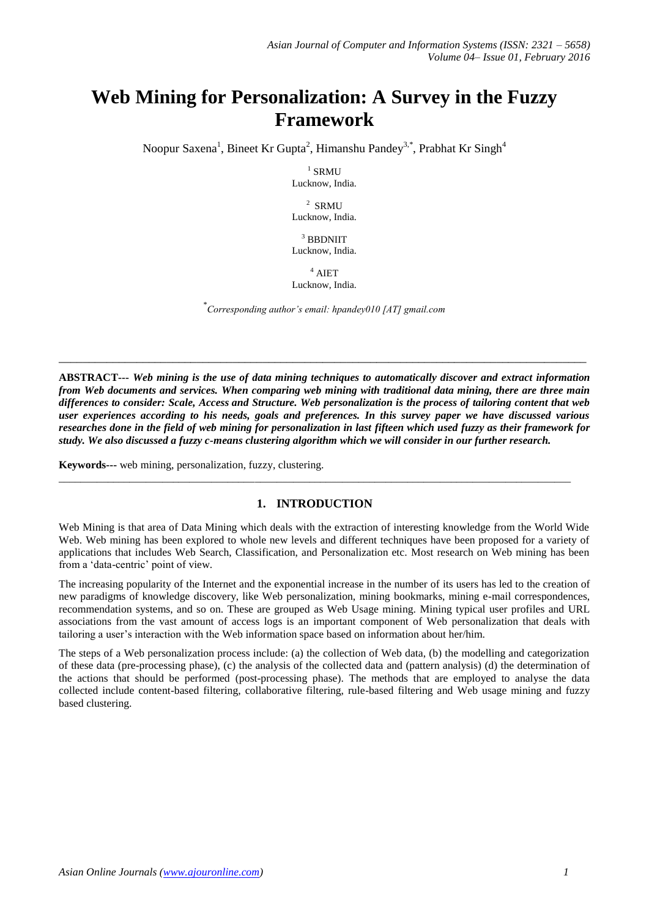# Web Mining for Personalization: A Survey in the Fuzzy Framework

Noopur Saxena[1], Bineet Kr Gupta[2], Himanshu Pandey[3,*], Prabhat Kr Singh[4]

[1] SRMU
Lucknow, India.

[2] SRMU
Lucknow, India.

[3] BBDNIIT
Lucknow, India.

[4] AIET
Lucknow, India.

*Corresponding author's email: hpandey010 [AT] gmail.com*

---

**ABSTRACT---** ***Web mining is the use of data mining techniques to automatically discover and extract information from Web documents and services. When comparing web mining with traditional data mining, there are three main differences to consider: Scale, Access and Structure. Web personalization is the process of tailoring content that web user experiences according to his needs, goals and preferences. In this survey paper we have discussed various researches done in the field of web mining for personalization in last fifteen which used fuzzy as their framework for study. We also discussed a fuzzy c-means clustering algorithm which we will consider in our further research.***

**Keywords---** web mining, personalization, fuzzy, clustering.

---

## 1. INTRODUCTION

Web Mining is that area of Data Mining which deals with the extraction of interesting knowledge from the World Wide Web. Web mining has been explored to whole new levels and different techniques have been proposed for a variety of applications that includes Web Search, Classification, and Personalization etc. Most research on Web mining has been from a 'data-centric' point of view.

The increasing popularity of the Internet and the exponential increase in the number of its users has led to the creation of new paradigms of knowledge discovery, like Web personalization, mining bookmarks, mining e-mail correspondences, recommendation systems, and so on. These are grouped as Web Usage mining. Mining typical user profiles and URL associations from the vast amount of access logs is an important component of Web personalization that deals with tailoring a user's interaction with the Web information space based on information about her/him.

The steps of a Web personalization process include: (a) the collection of Web data, (b) the modelling and categorization of these data (pre-processing phase), (c) the analysis of the collected data and (pattern analysis) (d) the determination of the actions that should be performed (post-processing phase). The methods that are employed to analyse the data collected include content-based filtering, collaborative filtering, rule-based filtering and Web usage mining and fuzzy based clustering.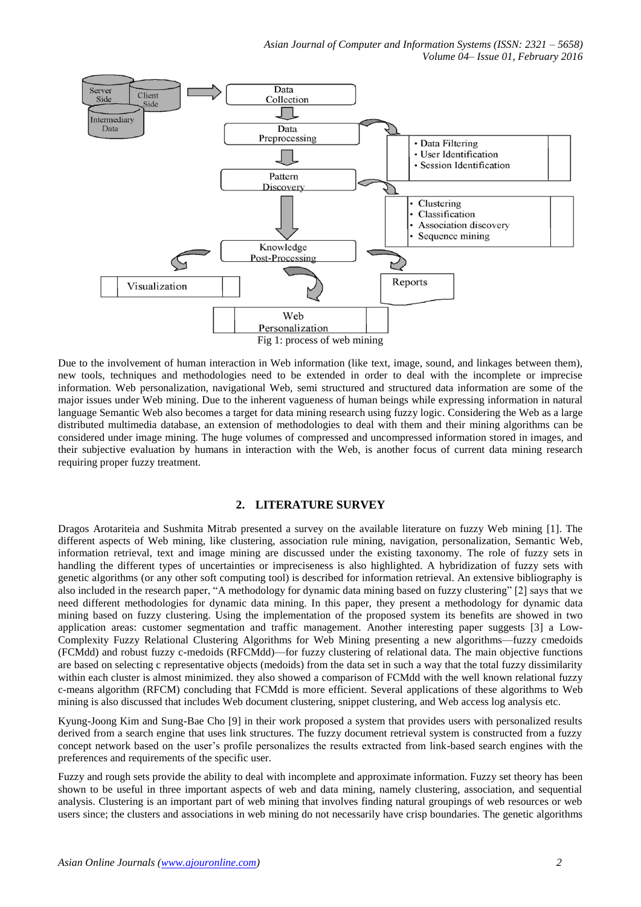Fig 1: process of web mining

Due to the involvement of human interaction in Web information (like text, image, sound, and linkages between them), new tools, techniques and methodologies need to be extended in order to deal with the incomplete or imprecise information. Web personalization, navigational Web, semi structured and structured data information are some of the major issues under Web mining. Due to the inherent vagueness of human beings while expressing information in natural language Semantic Web also becomes a target for data mining research using fuzzy logic. Considering the Web as a large distributed multimedia database, an extension of methodologies to deal with them and their mining algorithms can be considered under image mining. The huge volumes of compressed and uncompressed information stored in images, and their subjective evaluation by humans in interaction with the Web, is another focus of current data mining research requiring proper fuzzy treatment.

## 2. LITERATURE SURVEY

Dragos Arotariteia and Sushmita Mitrab presented a survey on the available literature on fuzzy Web mining [1]. The different aspects of Web mining, like clustering, association rule mining, navigation, personalization, Semantic Web, information retrieval, text and image mining are discussed under the existing taxonomy. The role of fuzzy sets in handling the different types of uncertainties or impreciseness is also highlighted. A hybridization of fuzzy sets with genetic algorithms (or any other soft computing tool) is described for information retrieval. An extensive bibliography is also included in the research paper, "A methodology for dynamic data mining based on fuzzy clustering" [2] says that we need different methodologies for dynamic data mining. In this paper, they present a methodology for dynamic data mining based on fuzzy clustering. Using the implementation of the proposed system its benefits are showed in two application areas: customer segmentation and traffic management. Another interesting paper suggests [3] a Low-Complexity Fuzzy Relational Clustering Algorithms for Web Mining presenting a new algorithms—fuzzy cmedoids (FCMdd) and robust fuzzy c-medoids (RFCMdd)—for fuzzy clustering of relational data. The main objective functions are based on selecting c representative objects (medoids) from the data set in such a way that the total fuzzy dissimilarity within each cluster is almost minimized. they also showed a comparison of FCMdd with the well known relational fuzzy c-means algorithm (RFCM) concluding that FCMdd is more efficient. Several applications of these algorithms to Web mining is also discussed that includes Web document clustering, snippet clustering, and Web access log analysis etc.

Kyung-Joong Kim and Sung-Bae Cho [9] in their work proposed a system that provides users with personalized results derived from a search engine that uses link structures. The fuzzy document retrieval system is constructed from a fuzzy concept network based on the user's profile personalizes the results extracted from link-based search engines with the preferences and requirements of the specific user.

Fuzzy and rough sets provide the ability to deal with incomplete and approximate information. Fuzzy set theory has been shown to be useful in three important aspects of web and data mining, namely clustering, association, and sequential analysis. Clustering is an important part of web mining that involves finding natural groupings of web resources or web users since; the clusters and associations in web mining do not necessarily have crisp boundaries. The genetic algorithms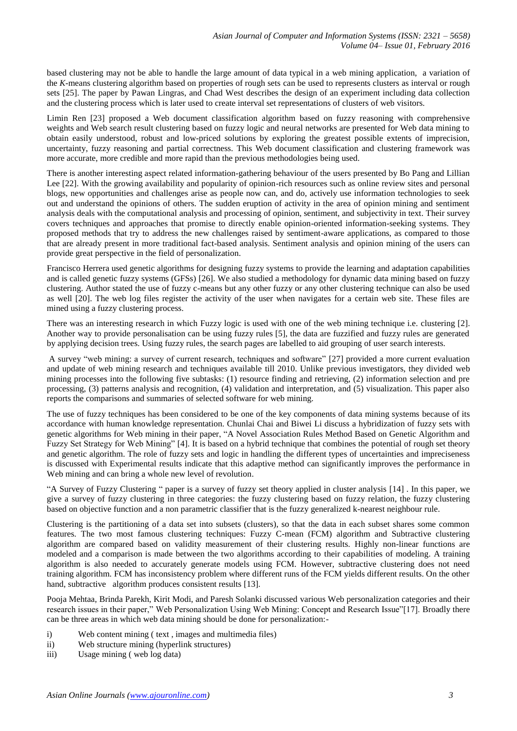based clustering may not be able to handle the large amount of data typical in a web mining application, a variation of the *K*-means clustering algorithm based on properties of rough sets can be used to represents clusters as interval or rough sets [25]. The paper by Pawan Lingras, and Chad West describes the design of an experiment including data collection and the clustering process which is later used to create interval set representations of clusters of web visitors.

Limin Ren [23] proposed a Web document classification algorithm based on fuzzy reasoning with comprehensive weights and Web search result clustering based on fuzzy logic and neural networks are presented for Web data mining to obtain easily understood, robust and low-priced solutions by exploring the greatest possible extents of imprecision, uncertainty, fuzzy reasoning and partial correctness. This Web document classification and clustering framework was more accurate, more credible and more rapid than the previous methodologies being used.

There is another interesting aspect related information-gathering behaviour of the users presented by Bo Pang and Lillian Lee [22]. With the growing availability and popularity of opinion-rich resources such as online review sites and personal blogs, new opportunities and challenges arise as people now can, and do, actively use information technologies to seek out and understand the opinions of others. The sudden eruption of activity in the area of opinion mining and sentiment analysis deals with the computational analysis and processing of opinion, sentiment, and subjectivity in text. Their survey covers techniques and approaches that promise to directly enable opinion-oriented information-seeking systems. They proposed methods that try to address the new challenges raised by sentiment-aware applications, as compared to those that are already present in more traditional fact-based analysis. Sentiment analysis and opinion mining of the users can provide great perspective in the field of personalization.

Francisco Herrera used genetic algorithms for designing fuzzy systems to provide the learning and adaptation capabilities and is called genetic fuzzy systems (GFSs) [26]. We also studied a methodology for dynamic data mining based on fuzzy clustering. Author stated the use of fuzzy c-means but any other fuzzy or any other clustering technique can also be used as well [20]. The web log files register the activity of the user when navigates for a certain web site. These files are mined using a fuzzy clustering process.

There was an interesting research in which Fuzzy logic is used with one of the web mining technique i.e. clustering [2]. Another way to provide personalisation can be using fuzzy rules [5], the data are fuzzified and fuzzy rules are generated by applying decision trees. Using fuzzy rules, the search pages are labelled to aid grouping of user search interests.

A survey "web mining: a survey of current research, techniques and software" [27] provided a more current evaluation and update of web mining research and techniques available till 2010. Unlike previous investigators, they divided web mining processes into the following five subtasks: (1) resource finding and retrieving, (2) information selection and pre processing, (3) patterns analysis and recognition, (4) validation and interpretation, and (5) visualization. This paper also reports the comparisons and summaries of selected software for web mining.

The use of fuzzy techniques has been considered to be one of the key components of data mining systems because of its accordance with human knowledge representation. Chunlai Chai and Biwei Li discuss a hybridization of fuzzy sets with genetic algorithms for Web mining in their paper, "A Novel Association Rules Method Based on Genetic Algorithm and Fuzzy Set Strategy for Web Mining" [4]. It is based on a hybrid technique that combines the potential of rough set theory and genetic algorithm. The role of fuzzy sets and logic in handling the different types of uncertainties and impreciseness is discussed with Experimental results indicate that this adaptive method can significantly improves the performance in Web mining and can bring a whole new level of revolution.

"A Survey of Fuzzy Clustering " paper is a survey of fuzzy set theory applied in cluster analysis [14] . In this paper, we give a survey of fuzzy clustering in three categories: the fuzzy clustering based on fuzzy relation, the fuzzy clustering based on objective function and a non parametric classifier that is the fuzzy generalized k-nearest neighbour rule.

Clustering is the partitioning of a data set into subsets (clusters), so that the data in each subset shares some common features. The two most famous clustering techniques: Fuzzy C-mean (FCM) algorithm and Subtractive clustering algorithm are compared based on validity measurement of their clustering results. Highly non-linear functions are modeled and a comparison is made between the two algorithms according to their capabilities of modeling. A training algorithm is also needed to accurately generate models using FCM. However, subtractive clustering does not need training algorithm. FCM has inconsistency problem where different runs of the FCM yields different results. On the other hand, subtractive algorithm produces consistent results [13].

Pooja Mehtaa, Brinda Parekh, Kirit Modi, and Paresh Solanki discussed various Web personalization categories and their research issues in their paper," Web Personalization Using Web Mining: Concept and Research Issue"[17]. Broadly there can be three areas in which web data mining should be done for personalization:-

i) Web content mining ( text , images and multimedia files)
ii) Web structure mining (hyperlink structures)
iii) Usage mining ( web log data)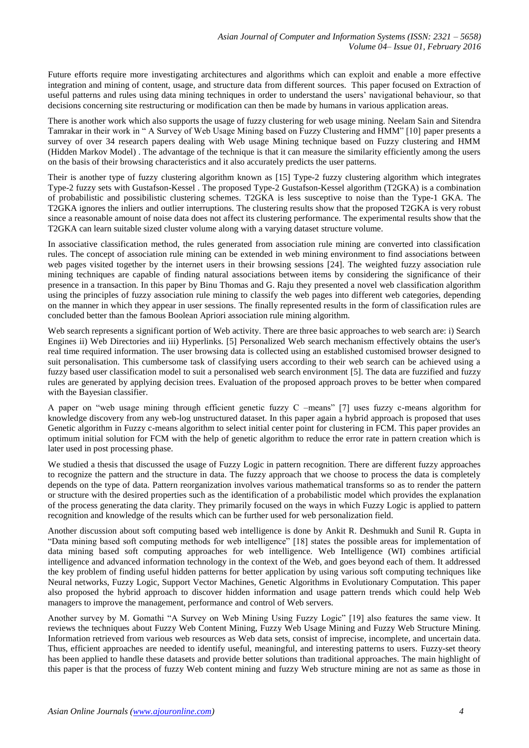Future efforts require more investigating architectures and algorithms which can exploit and enable a more effective integration and mining of content, usage, and structure data from different sources. This paper focused on Extraction of useful patterns and rules using data mining techniques in order to understand the users' navigational behaviour, so that decisions concerning site restructuring or modification can then be made by humans in various application areas.

There is another work which also supports the usage of fuzzy clustering for web usage mining. Neelam Sain and Sitendra Tamrakar in their work in " A Survey of Web Usage Mining based on Fuzzy Clustering and HMM" [10] paper presents a survey of over 34 research papers dealing with Web usage Mining technique based on Fuzzy clustering and HMM (Hidden Markov Model) . The advantage of the technique is that it can measure the similarity efficiently among the users on the basis of their browsing characteristics and it also accurately predicts the user patterns.

Their is another type of fuzzy clustering algorithm known as [15] Type-2 fuzzy clustering algorithm which integrates Type-2 fuzzy sets with Gustafson-Kessel . The proposed Type-2 Gustafson-Kessel algorithm (T2GKA) is a combination of probabilistic and possibilistic clustering schemes. T2GKA is less susceptive to noise than the Type-1 GKA. The T2GKA ignores the inliers and outlier interruptions. The clustering results show that the proposed T2GKA is very robust since a reasonable amount of noise data does not affect its clustering performance. The experimental results show that the T2GKA can learn suitable sized cluster volume along with a varying dataset structure volume.

In associative classification method, the rules generated from association rule mining are converted into classification rules. The concept of association rule mining can be extended in web mining environment to find associations between web pages visited together by the internet users in their browsing sessions [24]. The weighted fuzzy association rule mining techniques are capable of finding natural associations between items by considering the significance of their presence in a transaction. In this paper by Binu Thomas and G. Raju they presented a novel web classification algorithm using the principles of fuzzy association rule mining to classify the web pages into different web categories, depending on the manner in which they appear in user sessions. The finally represented results in the form of classification rules are concluded better than the famous Boolean Apriori association rule mining algorithm.

Web search represents a significant portion of Web activity. There are three basic approaches to web search are: i) Search Engines ii) Web Directories and iii) Hyperlinks. [5] Personalized Web search mechanism effectively obtains the user's real time required information. The user browsing data is collected using an established customised browser designed to suit personalisation. This cumbersome task of classifying users according to their web search can be achieved using a fuzzy based user classification model to suit a personalised web search environment [5]. The data are fuzzified and fuzzy rules are generated by applying decision trees. Evaluation of the proposed approach proves to be better when compared with the Bayesian classifier.

A paper on "web usage mining through efficient genetic fuzzy C –means" [7] uses fuzzy c-means algorithm for knowledge discovery from any web-log unstructured dataset. In this paper again a hybrid approach is proposed that uses Genetic algorithm in Fuzzy c-means algorithm to select initial center point for clustering in FCM. This paper provides an optimum initial solution for FCM with the help of genetic algorithm to reduce the error rate in pattern creation which is later used in post processing phase.

We studied a thesis that discussed the usage of Fuzzy Logic in pattern recognition. There are different fuzzy approaches to recognize the pattern and the structure in data. The fuzzy approach that we choose to process the data is completely depends on the type of data. Pattern reorganization involves various mathematical transforms so as to render the pattern or structure with the desired properties such as the identification of a probabilistic model which provides the explanation of the process generating the data clarity. They primarily focused on the ways in which Fuzzy Logic is applied to pattern recognition and knowledge of the results which can be further used for web personalization field.

Another discussion about soft computing based web intelligence is done by Ankit R. Deshmukh and Sunil R. Gupta in "Data mining based soft computing methods for web intelligence" [18] states the possible areas for implementation of data mining based soft computing approaches for web intelligence. Web Intelligence (WI) combines artificial intelligence and advanced information technology in the context of the Web, and goes beyond each of them. It addressed the key problem of finding useful hidden patterns for better application by using various soft computing techniques like Neural networks, Fuzzy Logic, Support Vector Machines, Genetic Algorithms in Evolutionary Computation. This paper also proposed the hybrid approach to discover hidden information and usage pattern trends which could help Web managers to improve the management, performance and control of Web servers.

Another survey by M. Gomathi "A Survey on Web Mining Using Fuzzy Logic" [19] also features the same view. It reviews the techniques about Fuzzy Web Content Mining, Fuzzy Web Usage Mining and Fuzzy Web Structure Mining. Information retrieved from various web resources as Web data sets, consist of imprecise, incomplete, and uncertain data. Thus, efficient approaches are needed to identify useful, meaningful, and interesting patterns to users. Fuzzy-set theory has been applied to handle these datasets and provide better solutions than traditional approaches. The main highlight of this paper is that the process of fuzzy Web content mining and fuzzy Web structure mining are not as same as those in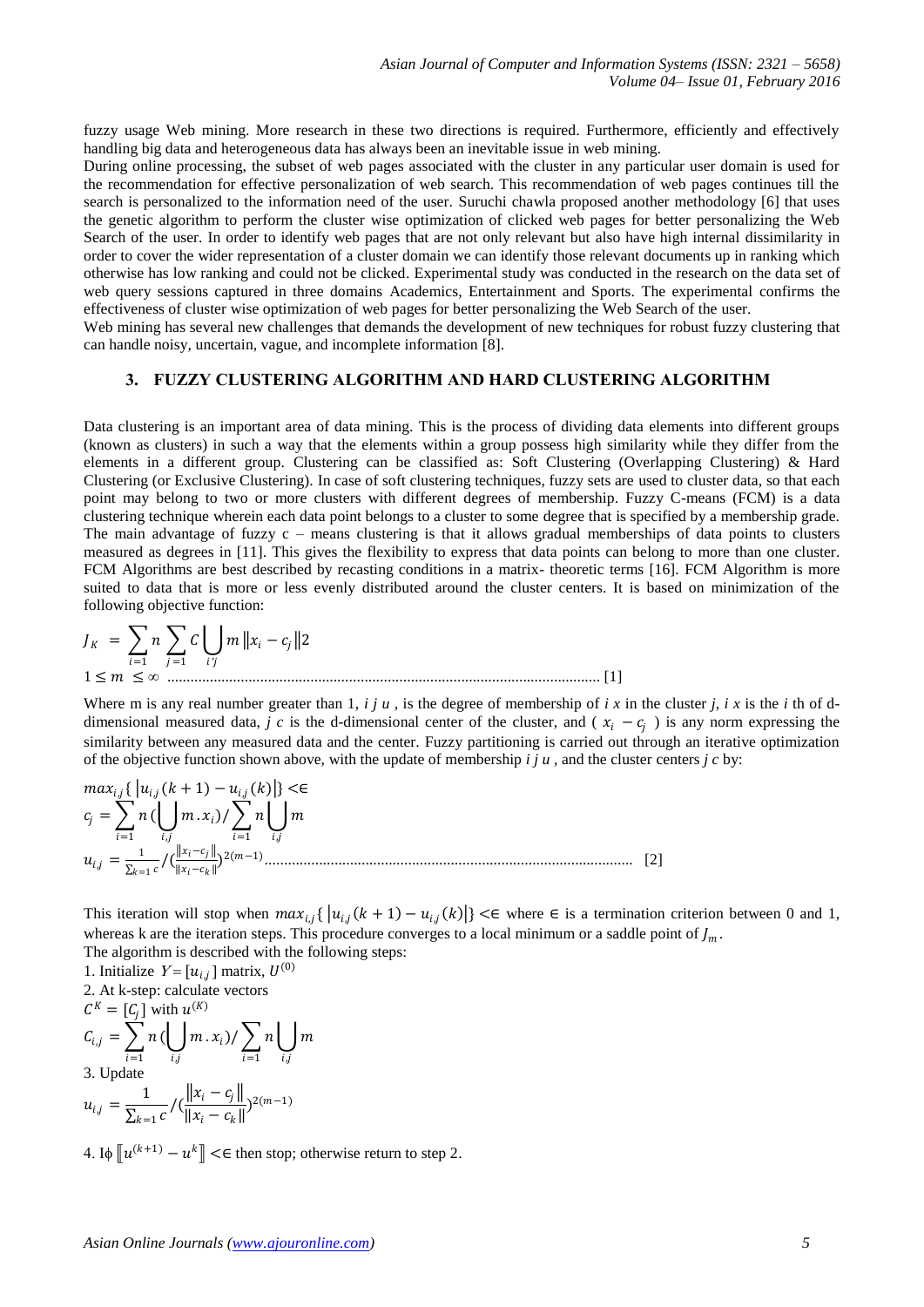fuzzy usage Web mining. More research in these two directions is required. Furthermore, efficiently and effectively handling big data and heterogeneous data has always been an inevitable issue in web mining.

During online processing, the subset of web pages associated with the cluster in any particular user domain is used for the recommendation for effective personalization of web search. This recommendation of web pages continues till the search is personalized to the information need of the user. Suruchi chawla proposed another methodology [6] that uses the genetic algorithm to perform the cluster wise optimization of clicked web pages for better personalizing the Web Search of the user. In order to identify web pages that are not only relevant but also have high internal dissimilarity in order to cover the wider representation of a cluster domain we can identify those relevant documents up in ranking which otherwise has low ranking and could not be clicked. Experimental study was conducted in the research on the data set of web query sessions captured in three domains Academics, Entertainment and Sports. The experimental confirms the effectiveness of cluster wise optimization of web pages for better personalizing the Web Search of the user.

Web mining has several new challenges that demands the development of new techniques for robust fuzzy clustering that can handle noisy, uncertain, vague, and incomplete information [8].

## 3. FUZZY CLUSTERING ALGORITHM AND HARD CLUSTERING ALGORITHM

Data clustering is an important area of data mining. This is the process of dividing data elements into different groups (known as clusters) in such a way that the elements within a group possess high similarity while they differ from the elements in a different group. Clustering can be classified as: Soft Clustering (Overlapping Clustering) & Hard Clustering (or Exclusive Clustering). In case of soft clustering techniques, fuzzy sets are used to cluster data, so that each point may belong to two or more clusters with different degrees of membership. Fuzzy C-means (FCM) is a data clustering technique wherein each data point belongs to a cluster to some degree that is specified by a membership grade. The main advantage of fuzzy c – means clustering is that it allows gradual memberships of data points to clusters measured as degrees in [11]. This gives the flexibility to express that data points can belong to more than one cluster. FCM Algorithms are best described by recasting conditions in a matrix- theoretic terms [16]. FCM Algorithm is more suited to data that is more or less evenly distributed around the cluster centers. It is based on minimization of the following objective function:

$$J_K = \sum_{i=1} n \sum_{j=1} C \bigcup_{i'j} m \left\| x_i - c_j \right\| 2$$

$1 \leq m \leq \infty$ ............................................................................................................... [1]

Where m is any real number greater than 1, *i j u* , is the degree of membership of *i x* in the cluster *j*, *i x* is the *i* th of d-dimensional measured data, *j c* is the d-dimensional center of the cluster, and ( $x_i - c_j$ ) is any norm expressing the similarity between any measured data and the center. Fuzzy partitioning is carried out through an iterative optimization of the objective function shown above, with the update of membership *i j u* , and the cluster centers *j c* by:

$$max_{i,j}\{ \left| u_{i,j}(k+1) - u_{i,j}(k) \right| \} < \in$$

$$c_j = \sum_{i=1} n (\bigcup_{i,j} m . x_i) / \sum_{i=1} n \bigcup_{i,j} m$$

$$u_{i,j} = \frac{1}{\sum_{k=1} c} / (\frac{\|x_i - c_j\|}{\|x_i - c_k\|})^{2(m-1)}$$ ............................................................................................ [2]

This iteration will stop when $max_{i,j}\{ \left| u_{i,j}(k+1) - u_{i,j}(k) \right| \} < \in$ where $\in$ is a termination criterion between 0 and 1, whereas k are the iteration steps. This procedure converges to a local minimum or a saddle point of $J_m$.

The algorithm is described with the following steps:

1. Initialize $Y = [u_{i,j}]$ matrix, $U^{(0)}$
2. At k-step: calculate vectors

$C^K = [C_j]$ with $u^{(K)}$

$$C_{i,j} = \sum_{i=1} n (\bigcup_{i,j} m . x_i) / \sum_{i=1} n \bigcup_{i,j} m$$

3. Update

$$u_{i,j} = \frac{1}{\sum_{k=1} c} / (\frac{\|x_i - c_j\|}{\|x_i - c_k\|})^{2(m-1)}$$

4. Iϕ $\llbracket u^{(k+1)} - u^k \rrbracket < \in$ then stop; otherwise return to step 2.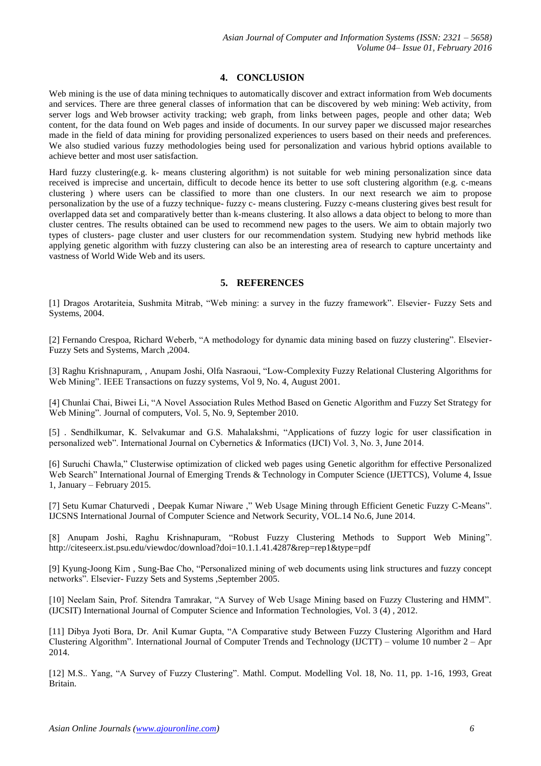## 4. CONCLUSION

Web mining is the use of data mining techniques to automatically discover and extract information from Web documents and services. There are three general classes of information that can be discovered by web mining: Web activity, from server logs and Web browser activity tracking; web graph, from links between pages, people and other data; Web content, for the data found on Web pages and inside of documents. In our survey paper we discussed major researches made in the field of data mining for providing personalized experiences to users based on their needs and preferences. We also studied various fuzzy methodologies being used for personalization and various hybrid options available to achieve better and most user satisfaction.

Hard fuzzy clustering(e.g. k- means clustering algorithm) is not suitable for web mining personalization since data received is imprecise and uncertain, difficult to decode hence its better to use soft clustering algorithm (e.g. c-means clustering ) where users can be classified to more than one clusters. In our next research we aim to propose personalization by the use of a fuzzy technique- fuzzy c- means clustering. Fuzzy c-means clustering gives best result for overlapped data set and comparatively better than k-means clustering. It also allows a data object to belong to more than cluster centres. The results obtained can be used to recommend new pages to the users. We aim to obtain majorly two types of clusters- page cluster and user clusters for our recommendation system. Studying new hybrid methods like applying genetic algorithm with fuzzy clustering can also be an interesting area of research to capture uncertainty and vastness of World Wide Web and its users.

## 5. REFERENCES

[1] Dragos Arotariteia, Sushmita Mitrab, “Web mining: a survey in the fuzzy framework”. Elsevier- Fuzzy Sets and Systems, 2004.

[2] Fernando Crespoa, Richard Weberb, “A methodology for dynamic data mining based on fuzzy clustering”. Elsevier- Fuzzy Sets and Systems, March ,2004.

[3] Raghu Krishnapuram, , Anupam Joshi, Olfa Nasraoui, “Low-Complexity Fuzzy Relational Clustering Algorithms for Web Mining”. IEEE Transactions on fuzzy systems, Vol 9, No. 4, August 2001.

[4] Chunlai Chai, Biwei Li, “A Novel Association Rules Method Based on Genetic Algorithm and Fuzzy Set Strategy for Web Mining”. Journal of computers, Vol. 5, No. 9, September 2010.

[5] . Sendhilkumar, K. Selvakumar and G.S. Mahalakshmi, “Applications of fuzzy logic for user classification in personalized web”. International Journal on Cybernetics & Informatics (IJCI) Vol. 3, No. 3, June 2014.

[6] Suruchi Chawla,” Clusterwise optimization of clicked web pages using Genetic algorithm for effective Personalized Web Search” International Journal of Emerging Trends & Technology in Computer Science (IJETTCS), Volume 4, Issue 1, January – February 2015.

[7] Setu Kumar Chaturvedi , Deepak Kumar Niware ,” Web Usage Mining through Efficient Genetic Fuzzy C-Means”. IJCSNS International Journal of Computer Science and Network Security, VOL.14 No.6, June 2014.

[8] Anupam Joshi, Raghu Krishnapuram, “Robust Fuzzy Clustering Methods to Support Web Mining”. http://citeseerx.ist.psu.edu/viewdoc/download?doi=10.1.1.41.4287&rep=rep1&type=pdf

[9] Kyung-Joong Kim , Sung-Bae Cho, “Personalized mining of web documents using link structures and fuzzy concept networks”. Elsevier- Fuzzy Sets and Systems ,September 2005.

[10] Neelam Sain, Prof. Sitendra Tamrakar, “A Survey of Web Usage Mining based on Fuzzy Clustering and HMM”. (IJCSIT) International Journal of Computer Science and Information Technologies, Vol. 3 (4) , 2012.

[11] Dibya Jyoti Bora, Dr. Anil Kumar Gupta, “A Comparative study Between Fuzzy Clustering Algorithm and Hard Clustering Algorithm”. International Journal of Computer Trends and Technology (IJCTT) – volume 10 number 2 – Apr 2014.

[12] M.S.. Yang, “A Survey of Fuzzy Clustering”. Mathl. Comput. Modelling Vol. 18, No. 11, pp. 1-16, 1993, Great Britain.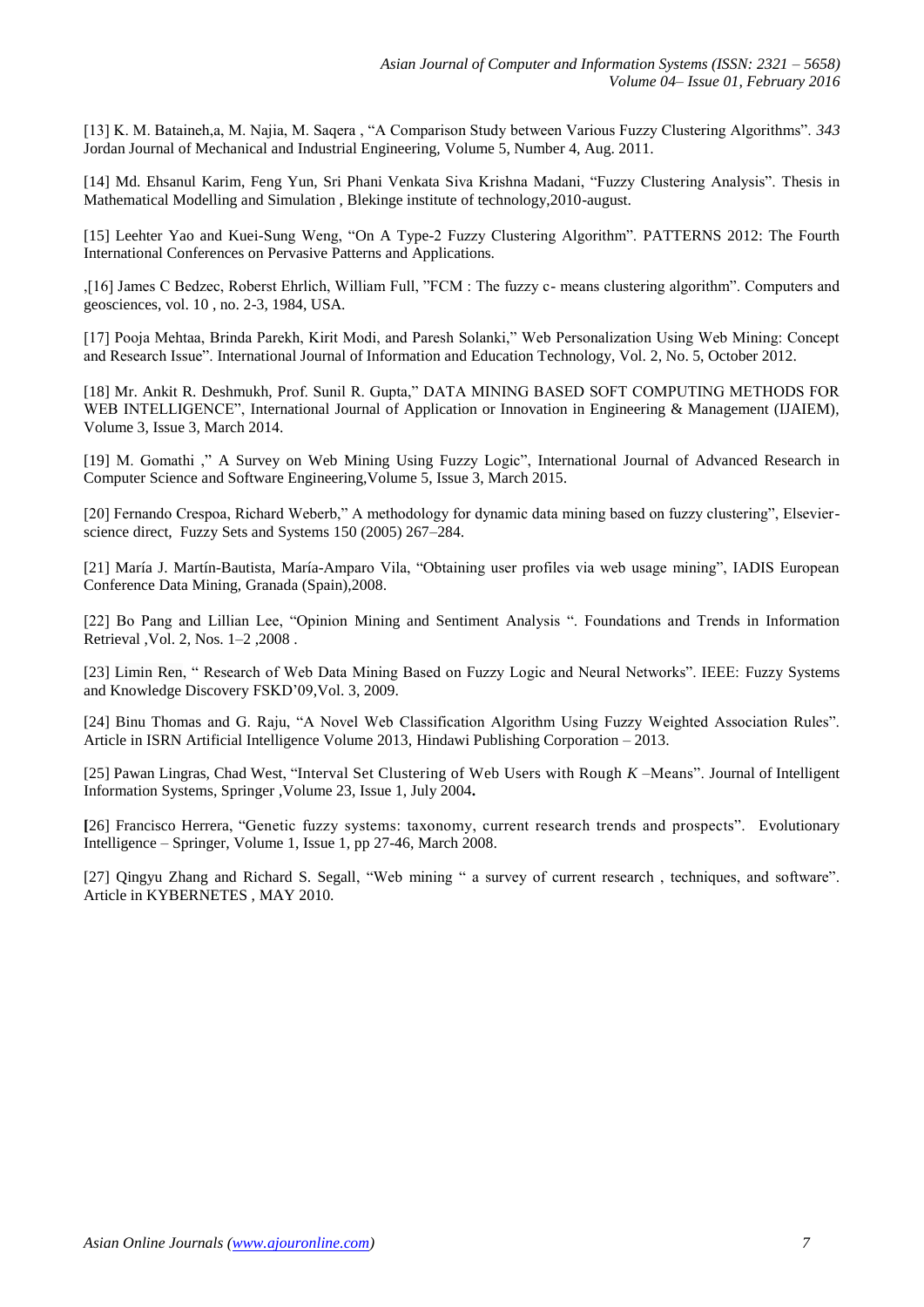[13] K. M. Bataineh,a, M. Najia, M. Saqera , “A Comparison Study between Various Fuzzy Clustering Algorithms”. *343* Jordan Journal of Mechanical and Industrial Engineering, Volume 5, Number 4, Aug. 2011.

[14] Md. Ehsanul Karim, Feng Yun, Sri Phani Venkata Siva Krishna Madani, “Fuzzy Clustering Analysis”. Thesis in Mathematical Modelling and Simulation , Blekinge institute of technology,2010-august.

[15] Leehter Yao and Kuei-Sung Weng, “On A Type-2 Fuzzy Clustering Algorithm”. PATTERNS 2012: The Fourth International Conferences on Pervasive Patterns and Applications.

,[16] James C Bedzec, Roberst Ehrlich, William Full, ”FCM : The fuzzy c- means clustering algorithm”. Computers and geosciences, vol. 10 , no. 2-3, 1984, USA.

[17] Pooja Mehtaa, Brinda Parekh, Kirit Modi, and Paresh Solanki,” Web Personalization Using Web Mining: Concept and Research Issue”. International Journal of Information and Education Technology, Vol. 2, No. 5, October 2012.

[18] Mr. Ankit R. Deshmukh, Prof. Sunil R. Gupta,” DATA MINING BASED SOFT COMPUTING METHODS FOR WEB INTELLIGENCE”, International Journal of Application or Innovation in Engineering & Management (IJAIEM), Volume 3, Issue 3, March 2014.

[19] M. Gomathi ,” A Survey on Web Mining Using Fuzzy Logic”, International Journal of Advanced Research in Computer Science and Software Engineering,Volume 5, Issue 3, March 2015.

[20] Fernando Crespoa, Richard Weberb,” A methodology for dynamic data mining based on fuzzy clustering”, Elsevier-science direct, Fuzzy Sets and Systems 150 (2005) 267–284.

[21] María J. Martín-Bautista, María-Amparo Vila, “Obtaining user profiles via web usage mining”, IADIS European Conference Data Mining, Granada (Spain),2008.

[22] Bo Pang and Lillian Lee, “Opinion Mining and Sentiment Analysis “. Foundations and Trends in Information Retrieval ,Vol. 2, Nos. 1–2 ,2008 .

[23] Limin Ren, “ Research of Web Data Mining Based on Fuzzy Logic and Neural Networks”. IEEE: Fuzzy Systems and Knowledge Discovery FSKD’09,Vol. 3, 2009.

[24] Binu Thomas and G. Raju, “A Novel Web Classification Algorithm Using Fuzzy Weighted Association Rules”. Article in ISRN Artificial Intelligence Volume 2013, Hindawi Publishing Corporation – 2013.

[25] Pawan Lingras, Chad West, “Interval Set Clustering of Web Users with Rough *K* –Means”. Journal of Intelligent Information Systems, Springer ,Volume 23, Issue 1, July 2004**.**

**[**26] Francisco Herrera, “Genetic fuzzy systems: taxonomy, current research trends and prospects”. Evolutionary Intelligence – Springer, Volume 1, Issue 1, pp 27-46, March 2008.

[27] Qingyu Zhang and Richard S. Segall, “Web mining “ a survey of current research , techniques, and software”. Article in KYBERNETES , MAY 2010.